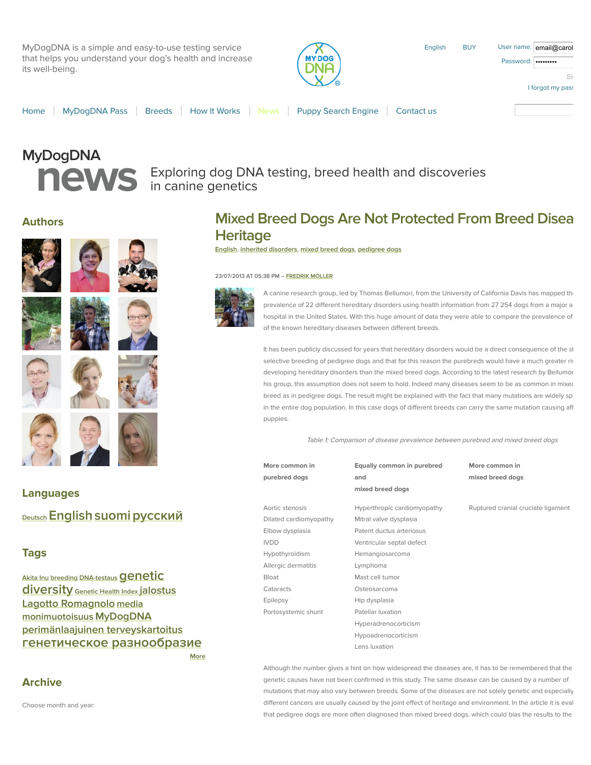MyDogDNA is a simple and easy-to-use testing service that helps you understand your dog's health and increase its well-being.

English BUY User name: email@carol Password: ••••••••• Si I forgot my pass

Home | MyDogDNA Pass | Breeds | How It Works | News | Puppy Search Engine | Contact us

# MyDogDNA news

Exploring dog DNA testing, breed health and discoveries in canine genetics

## Authors

## Languages

Deutsch English suomi русский

## Tags

Akita Inu breeding DNA-testaus genetic diversity Genetic Health Index jalostus Lagotto Romagnolo media monimuotoisuus MyDogDNA perimänlaajuinen terveyskartoitus генетическое разнообразие

More

## Archive

Choose month and year:

# Mixed Breed Dogs Are Not Protected From Breed Disea Heritage

English, inherited disorders, mixed breed dogs, pedigree dogs

23/07/2013 AT 05:38 PM – FREDRIK MÖLLER

A canine research group, led by Thomas Bellumori, from the University of California Davis has mapped th prevalence of 22 different hereditary disorders using health information from 27 254 dogs from a major a hospital in the United States. With this huge amount of data they were able to compare the prevalence of of the known hereditary diseases between different breeds.

It has been publicly discussed for years that hereditary disorders would be a direct consequence of the st selective breeding of pedigree dogs and that for this reason the purebreds would have a much greater ris developing hereditary disorders than the mixed breed dogs. According to the latest research by Bellumor his group, this assumption does not seem to hold. Indeed many diseases seem to be as common in mixed breed as in pedigree dogs. The result might be explained with the fact that many mutations are widely sp in the entire dog population. In this case dogs of different breeds can carry the same mutation causing aff puppies.

*Table 1: Comparison of disease prevalence between purebred and mixed breed dogs*

| More common in purebred dogs | Equally common in purebred and mixed breed dogs | More common in mixed breed dogs |
|---|---|---|
| Aortic stenosis | Hyperthrophic cardiomyopathy | Ruptured cranial cruciate ligament |
| Dilated cardiomyopathy | Mitral valve dysplasia | |
| Elbow dysplasia | Patent ductus arteriosus | |
| IVDD | Ventricular septal defect | |
| Hypothyroidism | Hemangiosarcoma | |
| Allergic dermatitis | Lymphoma | |
| Bloat | Mast cell tumor | |
| Cataracts | Osteosarcoma | |
| Epilepsy | Hip dysplasia | |
| Portosystemic shunt | Patellar luxation | |
| | Hyperadrenocorticism | |
| | Hypoadrenocorticism | |
| | Lens luxation | |

Although the number gives a hint on how widespread the diseases are, it has to be remembered that the genetic causes have not been confirmed in this study. The same disease can be caused by a number of mutations that may also vary between breeds. Some of the diseases are not solely genetic and especially different cancers are usually caused by the joint effect of heritage and environment. In the article it is eval that pedigree dogs are more often diagnosed than mixed breed dogs, which could bias the results to the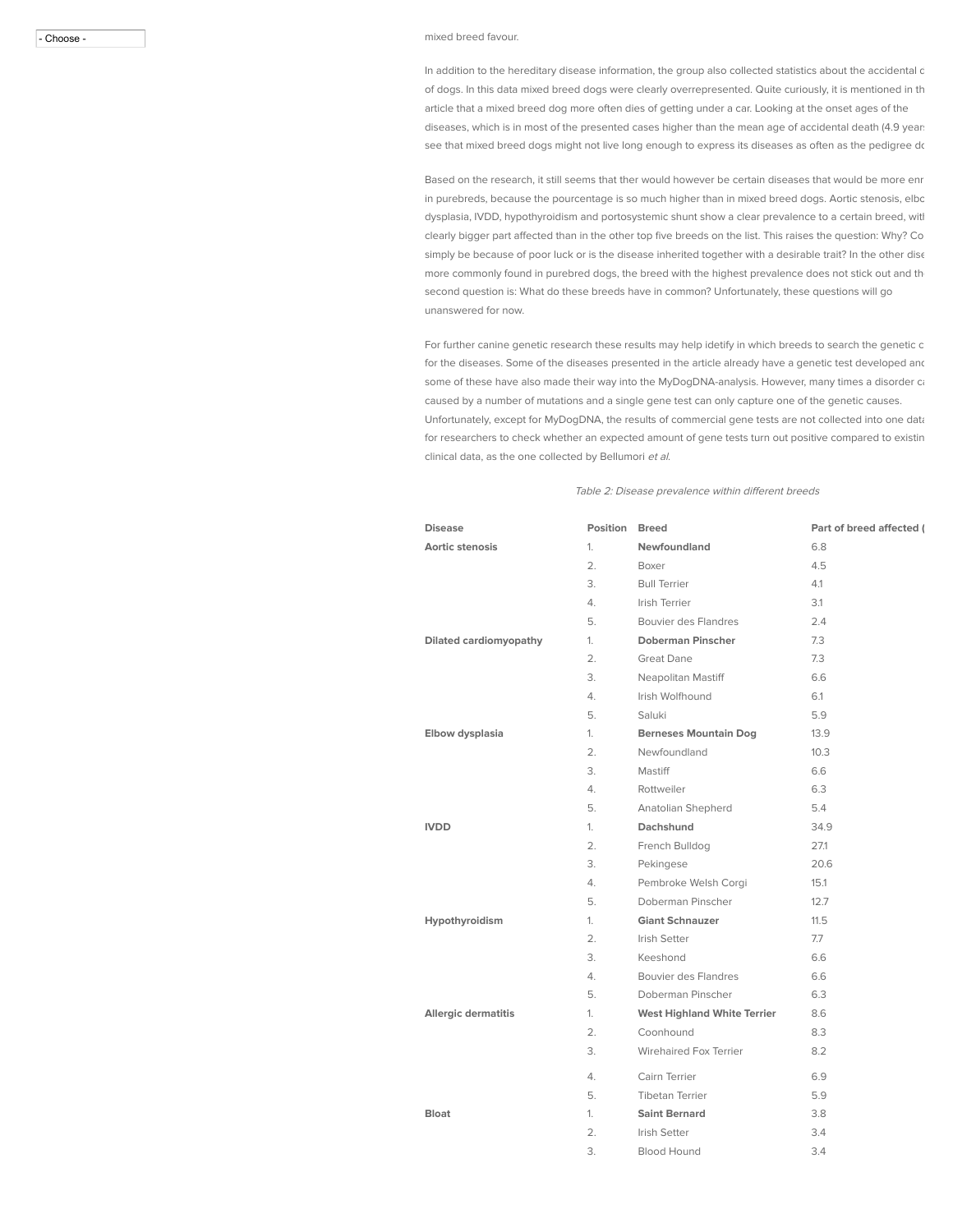mixed breed favour.

In addition to the hereditary disease information, the group also collected statistics about the accidental c of dogs. In this data mixed breed dogs were clearly overrepresented. Quite curiously, it is mentioned in th article that a mixed breed dog more often dies of getting under a car. Looking at the onset ages of the diseases, which is in most of the presented cases higher than the mean age of accidental death (4.9 year see that mixed breed dogs might not live long enough to express its diseases as often as the pedigree do

Based on the research, it still seems that ther would however be certain diseases that would be more enr in purebreds, because the pourcentage is so much higher than in mixed breed dogs. Aortic stenosis, elbo dysplasia, IVDD, hypothyroidism and portosystemic shunt show a clear prevalence to a certain breed, with clearly bigger part affected than in the other top five breeds on the list. This raises the question: Why? Co simply be because of poor luck or is the disease inherited together with a desirable trait? In the other dise more commonly found in purebred dogs, the breed with the highest prevalence does not stick out and th second question is: What do these breeds have in common? Unfortunately, these questions will go unanswered for now.

For further canine genetic research these results may help idetify in which breeds to search the genetic c for the diseases. Some of the diseases presented in the article already have a genetic test developed and some of these have also made their way into the MyDogDNA-analysis. However, many times a disorder ca caused by a number of mutations and a single gene test can only capture one of the genetic causes. Unfortunately, except for MyDogDNA, the results of commercial gene tests are not collected into one data for researchers to check whether an expected amount of gene tests turn out positive compared to existin clinical data, as the one collected by Bellumori *et al.*

*Table 2: Disease prevalence within different breeds*

| Disease | Position | Breed | Part of breed affected ( |
|---|---|---|---|
| **Aortic stenosis** | 1. | **Newfoundland** | 6.8 |
| | 2. | Boxer | 4.5 |
| | 3. | Bull Terrier | 4.1 |
| | 4. | Irish Terrier | 3.1 |
| | 5. | Bouvier des Flandres | 2.4 |
| **Dilated cardiomyopathy** | 1. | **Doberman Pinscher** | 7.3 |
| | 2. | Great Dane | 7.3 |
| | 3. | Neapolitan Mastiff | 6.6 |
| | 4. | Irish Wolfhound | 6.1 |
| | 5. | Saluki | 5.9 |
| **Elbow dysplasia** | 1. | **Berneses Mountain Dog** | 13.9 |
| | 2. | Newfoundland | 10.3 |
| | 3. | Mastiff | 6.6 |
| | 4. | Rottweiler | 6.3 |
| | 5. | Anatolian Shepherd | 5.4 |
| **IVDD** | 1. | **Dachshund** | 34.9 |
| | 2. | French Bulldog | 27.1 |
| | 3. | Pekingese | 20.6 |
| | 4. | Pembroke Welsh Corgi | 15.1 |
| | 5. | Doberman Pinscher | 12.7 |
| **Hypothyroidism** | 1. | **Giant Schnauzer** | 11.5 |
| | 2. | Irish Setter | 7.7 |
| | 3. | Keeshond | 6.6 |
| | 4. | Bouvier des Flandres | 6.6 |
| | 5. | Doberman Pinscher | 6.3 |
| **Allergic dermatitis** | 1. | **West Highland White Terrier** | 8.6 |
| | 2. | Coonhound | 8.3 |
| | 3. | Wirehaired Fox Terrier | 8.2 |
| | 4. | Cairn Terrier | 6.9 |
| | 5. | Tibetan Terrier | 5.9 |
| **Bloat** | 1. | **Saint Bernard** | 3.8 |
| | 2. | Irish Setter | 3.4 |
| | 3. | Blood Hound | 3.4 |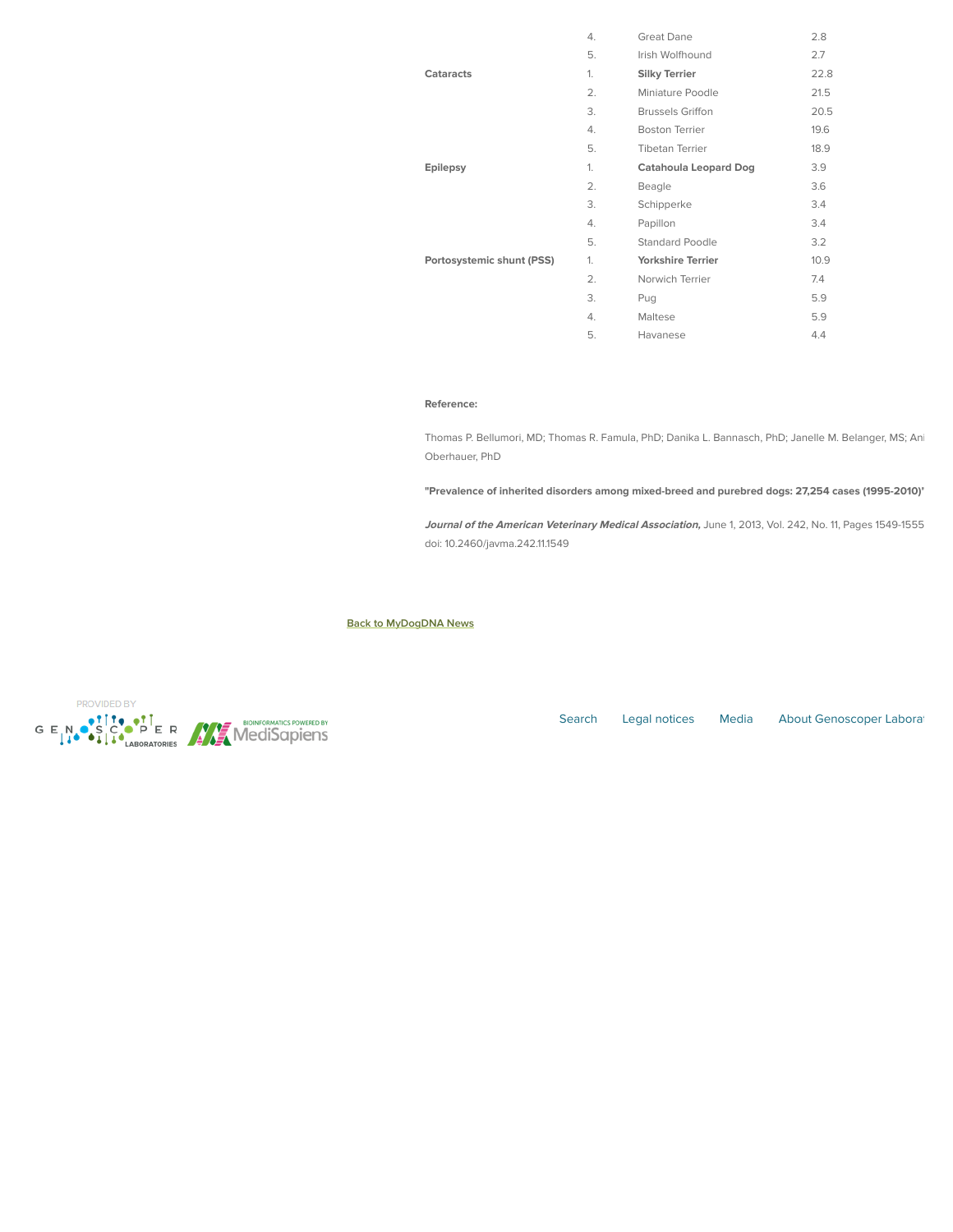| | | | |
|---|---|---|---|
| | 4. | Great Dane | 2.8 |
| | 5. | Irish Wolfhound | 2.7 |
| **Cataracts** | 1. | **Silky Terrier** | 22.8 |
| | 2. | Miniature Poodle | 21.5 |
| | 3. | Brussels Griffon | 20.5 |
| | 4. | Boston Terrier | 19.6 |
| | 5. | Tibetan Terrier | 18.9 |
| **Epilepsy** | 1. | **Catahoula Leopard Dog** | 3.9 |
| | 2. | Beagle | 3.6 |
| | 3. | Schipperke | 3.4 |
| | 4. | Papillon | 3.4 |
| | 5. | Standard Poodle | 3.2 |
| **Portosystemic shunt (PSS)** | 1. | **Yorkshire Terrier** | 10.9 |
| | 2. | Norwich Terrier | 7.4 |
| | 3. | Pug | 5.9 |
| | 4. | Maltese | 5.9 |
| | 5. | Havanese | 4.4 |

**Reference:**

Thomas P. Bellumori, MD; Thomas R. Famula, PhD; Danika L. Bannasch, PhD; Janelle M. Belanger, MS; Ani Oberhauer, PhD

**"Prevalence of inherited disorders among mixed-breed and purebred dogs: 27,254 cases (1995-2010)"**

***Journal of the American Veterinary Medical Association,*** June 1, 2013, Vol. 242, No. 11, Pages 1549-1555 doi: 10.2460/javma.242.11.1549

Back to MyDogDNA News

PROVIDED BY GENOSCOPER LABORATORIES BIOINFORMATICS POWERED BY MediSapiens

Search Legal notices Media About Genoscoper Labora